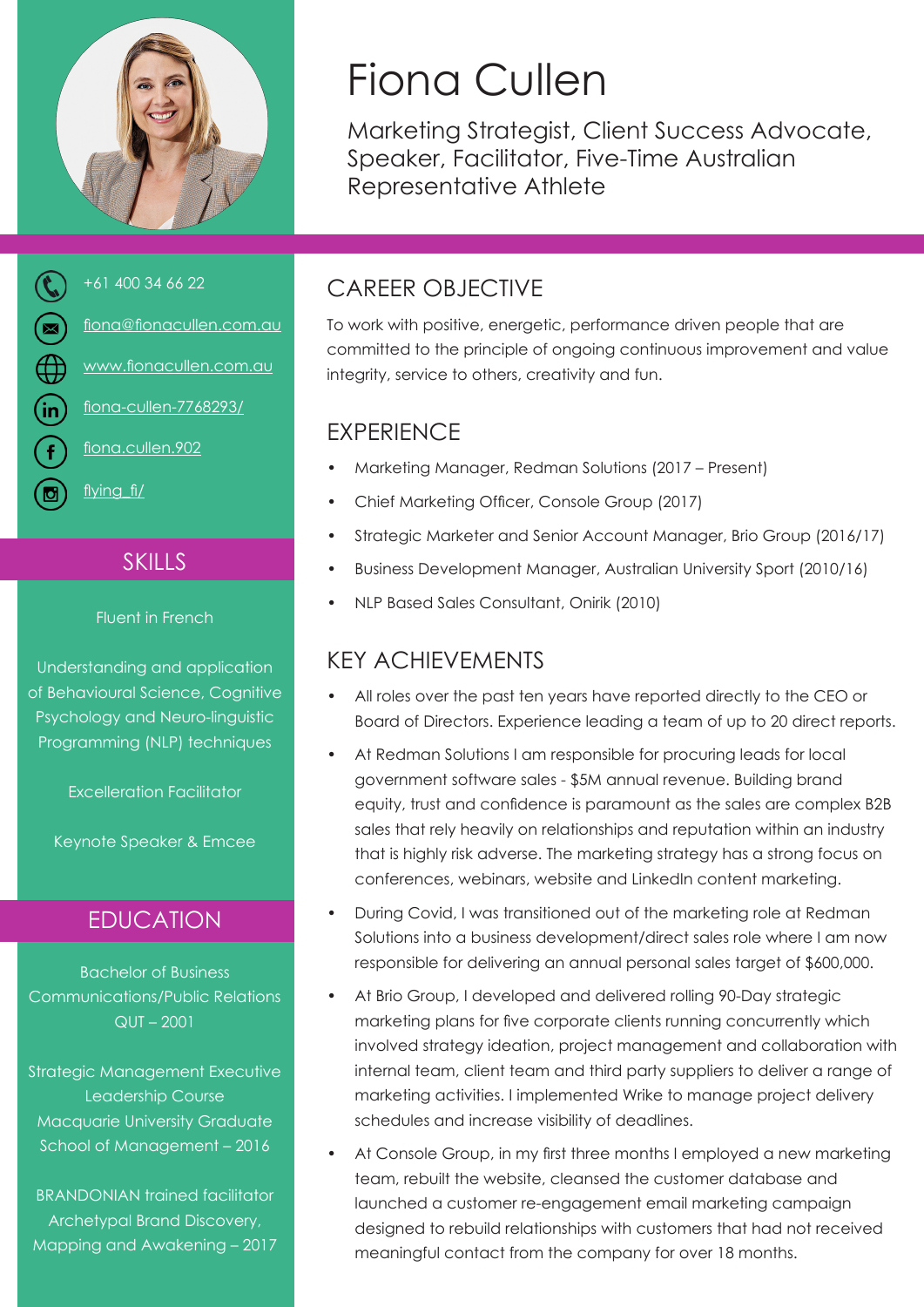# Fiona Cullen

Marketing Strategist, Client Success Advocate, Speaker, Facilitator, Five-Time Australian Representative Athlete

+61 400 34 66 22

fiona@fionacullen.com.au

www.fionacullen.com.au

fiona-cullen-7768293/

fiona.cullen.902

flying_fi/

## SKILLS

Fluent in French

Understanding and application of Behavioural Science, Cognitive Psychology and Neuro-linguistic Programming (NLP) techniques

Excelleration Facilitator

Keynote Speaker & Emcee

## EDUCATION

Bachelor of Business Communications/Public Relations
QUT – 2001

Strategic Management Executive Leadership Course
Macquarie University Graduate School of Management – 2016

BRANDONIAN trained facilitator
Archetypal Brand Discovery, Mapping and Awakening – 2017

## CAREER OBJECTIVE

To work with positive, energetic, performance driven people that are committed to the principle of ongoing continuous improvement and value integrity, service to others, creativity and fun.

## EXPERIENCE

- Marketing Manager, Redman Solutions (2017 – Present)
- Chief Marketing Officer, Console Group (2017)
- Strategic Marketer and Senior Account Manager, Brio Group (2016/17)
- Business Development Manager, Australian University Sport (2010/16)
- NLP Based Sales Consultant, Onirik (2010)

## KEY ACHIEVEMENTS

- All roles over the past ten years have reported directly to the CEO or Board of Directors. Experience leading a team of up to 20 direct reports.
- At Redman Solutions I am responsible for procuring leads for local government software sales - $5M annual revenue. Building brand equity, trust and confidence is paramount as the sales are complex B2B sales that rely heavily on relationships and reputation within an industry that is highly risk adverse. The marketing strategy has a strong focus on conferences, webinars, website and LinkedIn content marketing.
- During Covid, I was transitioned out of the marketing role at Redman Solutions into a business development/direct sales role where I am now responsible for delivering an annual personal sales target of $600,000.
- At Brio Group, I developed and delivered rolling 90-Day strategic marketing plans for five corporate clients running concurrently which involved strategy ideation, project management and collaboration with internal team, client team and third party suppliers to deliver a range of marketing activities. I implemented Wrike to manage project delivery schedules and increase visibility of deadlines.
- At Console Group, in my first three months I employed a new marketing team, rebuilt the website, cleansed the customer database and launched a customer re-engagement email marketing campaign designed to rebuild relationships with customers that had not received meaningful contact from the company for over 18 months.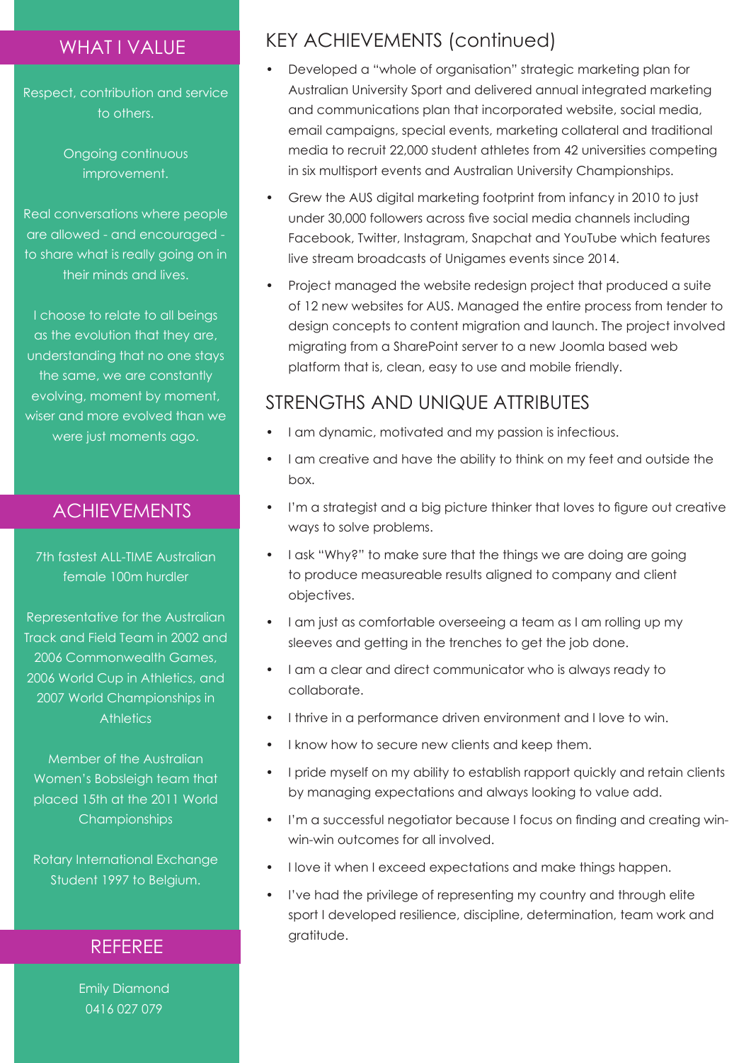## WHAT I VALUE

Respect, contribution and service to others.

Ongoing continuous improvement.

Real conversations where people are allowed - and encouraged - to share what is really going on in their minds and lives.

I choose to relate to all beings as the evolution that they are, understanding that no one stays the same, we are constantly evolving, moment by moment, wiser and more evolved than we were just moments ago.

## ACHIEVEMENTS

7th fastest ALL-TIME Australian female 100m hurdler

Representative for the Australian Track and Field Team in 2002 and 2006 Commonwealth Games, 2006 World Cup in Athletics, and 2007 World Championships in Athletics

Member of the Australian Women's Bobsleigh team that placed 15th at the 2011 World Championships

Rotary International Exchange Student 1997 to Belgium.

## REFEREE

Emily Diamond
0416 027 079

## KEY ACHIEVEMENTS (continued)

- Developed a "whole of organisation" strategic marketing plan for Australian University Sport and delivered annual integrated marketing and communications plan that incorporated website, social media, email campaigns, special events, marketing collateral and traditional media to recruit 22,000 student athletes from 42 universities competing in six multisport events and Australian University Championships.
- Grew the AUS digital marketing footprint from infancy in 2010 to just under 30,000 followers across five social media channels including Facebook, Twitter, Instagram, Snapchat and YouTube which features live stream broadcasts of Unigames events since 2014.
- Project managed the website redesign project that produced a suite of 12 new websites for AUS. Managed the entire process from tender to design concepts to content migration and launch. The project involved migrating from a SharePoint server to a new Joomla based web platform that is, clean, easy to use and mobile friendly.

## STRENGTHS AND UNIQUE ATTRIBUTES

- I am dynamic, motivated and my passion is infectious.
- I am creative and have the ability to think on my feet and outside the box.
- I'm a strategist and a big picture thinker that loves to figure out creative ways to solve problems.
- I ask "Why?" to make sure that the things we are doing are going to produce measureable results aligned to company and client objectives.
- I am just as comfortable overseeing a team as I am rolling up my sleeves and getting in the trenches to get the job done.
- I am a clear and direct communicator who is always ready to collaborate.
- I thrive in a performance driven environment and I love to win.
- I know how to secure new clients and keep them.
- I pride myself on my ability to establish rapport quickly and retain clients by managing expectations and always looking to value add.
- I'm a successful negotiator because I focus on finding and creating win-win-win outcomes for all involved.
- I love it when I exceed expectations and make things happen.
- I've had the privilege of representing my country and through elite sport I developed resilience, discipline, determination, team work and gratitude.